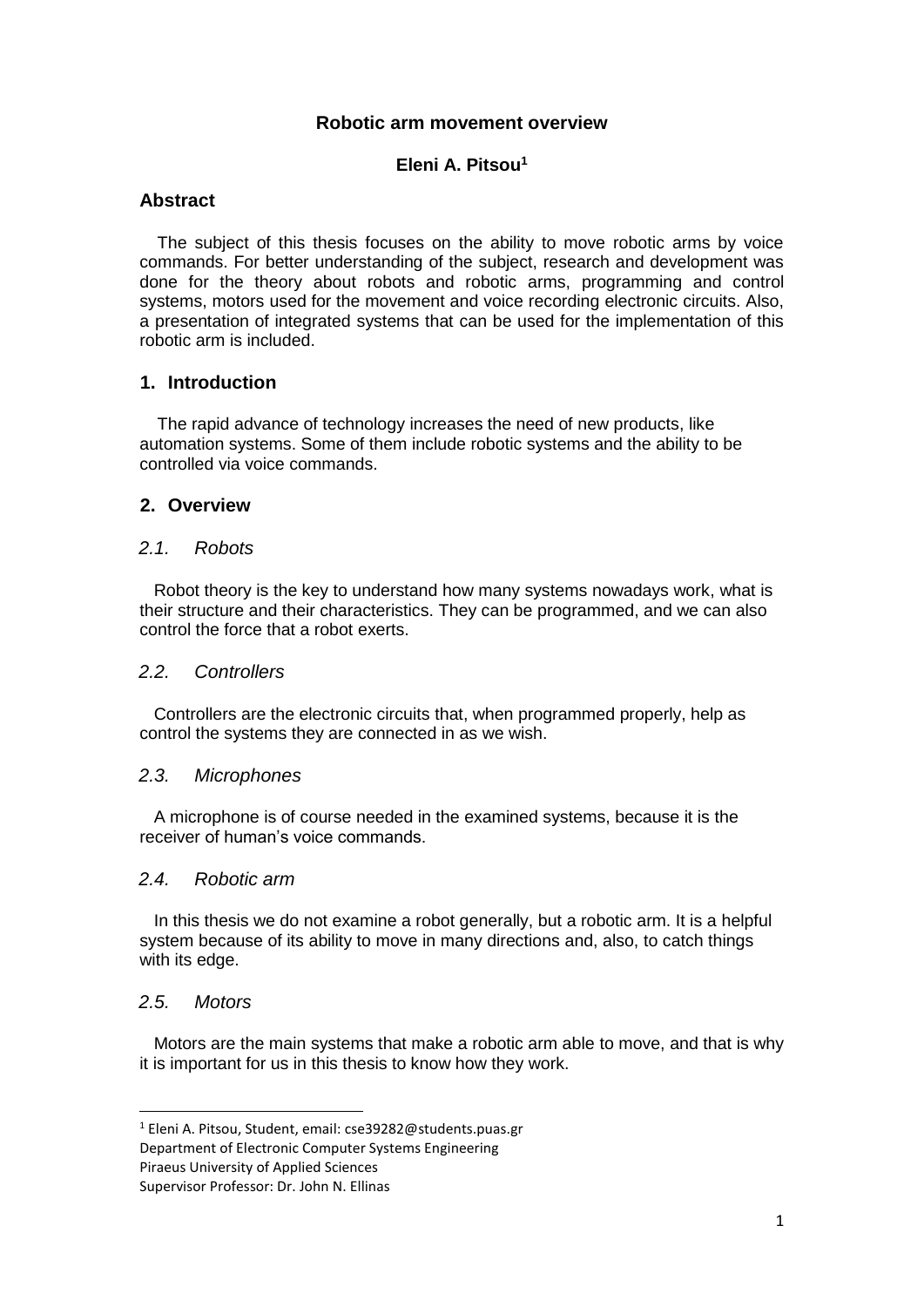# Robotic arm movement overview

**Eleni A. Pitsou[1]**

## Abstract

The subject of this thesis focuses on the ability to move robotic arms by voice commands. For better understanding of the subject, research and development was done for the theory about robots and robotic arms, programming and control systems, motors used for the movement and voice recording electronic circuits. Also, a presentation of integrated systems that can be used for the implementation of this robotic arm is included.

## 1. Introduction

The rapid advance of technology increases the need of new products, like automation systems. Some of them include robotic systems and the ability to be controlled via voice commands.

## 2. Overview

### *2.1. Robots*

Robot theory is the key to understand how many systems nowadays work, what is their structure and their characteristics. They can be programmed, and we can also control the force that a robot exerts.

### *2.2. Controllers*

Controllers are the electronic circuits that, when programmed properly, help as control the systems they are connected in as we wish.

### *2.3. Microphones*

A microphone is of course needed in the examined systems, because it is the receiver of human's voice commands.

### *2.4. Robotic arm*

In this thesis we do not examine a robot generally, but a robotic arm. It is a helpful system because of its ability to move in many directions and, also, to catch things with its edge.

### *2.5. Motors*

Motors are the main systems that make a robotic arm able to move, and that is why it is important for us in this thesis to know how they work.

---

[1] Eleni A. Pitsou, Student, email: cse39282@students.puas.gr
Department of Electronic Computer Systems Engineering
Piraeus University of Applied Sciences
Supervisor Professor: Dr. John N. Ellinas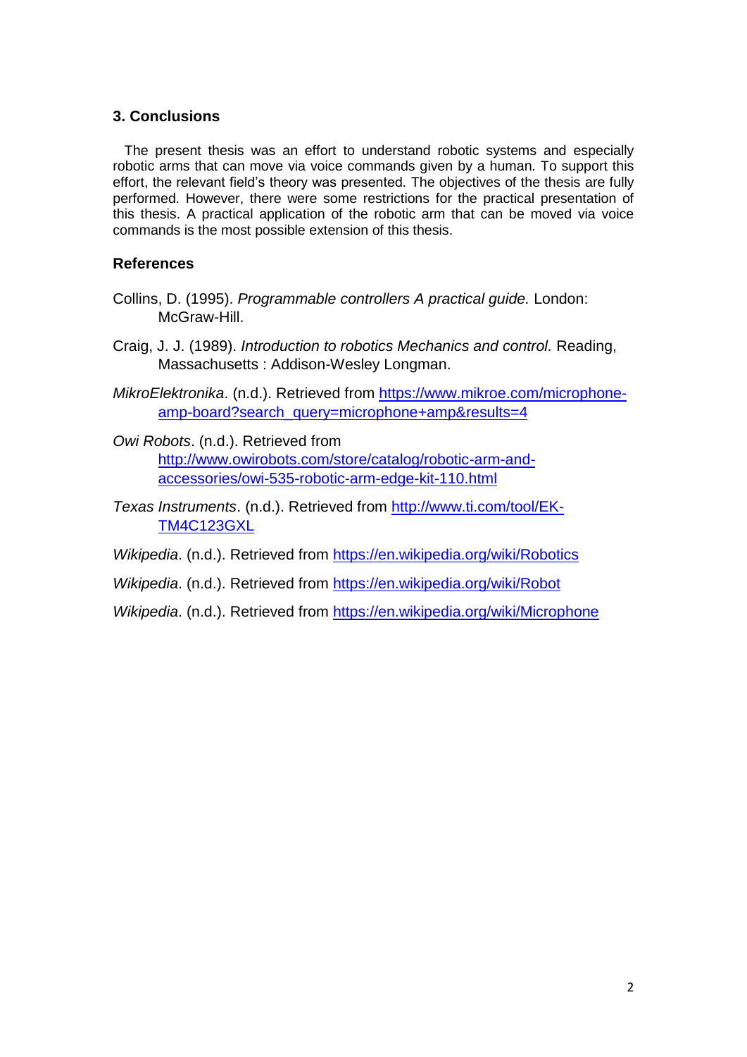## 3. Conclusions

The present thesis was an effort to understand robotic systems and especially robotic arms that can move via voice commands given by a human. To support this effort, the relevant field's theory was presented. The objectives of the thesis are fully performed. However, there were some restrictions for the practical presentation of this thesis. A practical application of the robotic arm that can be moved via voice commands is the most possible extension of this thesis.

## References

Collins, D. (1995). *Programmable controllers A practical guide.* London: McGraw-Hill.

Craig, J. J. (1989). *Introduction to robotics Mechanics and control.* Reading, Massachusetts : Addison-Wesley Longman.

*MikroElektronika*. (n.d.). Retrieved from https://www.mikroe.com/microphone-amp-board?search_query=microphone+amp&results=4

*Owi Robots*. (n.d.). Retrieved from http://www.owirobots.com/store/catalog/robotic-arm-and-accessories/owi-535-robotic-arm-edge-kit-110.html

*Texas Instruments*. (n.d.). Retrieved from http://www.ti.com/tool/EK-TM4C123GXL

*Wikipedia*. (n.d.). Retrieved from https://en.wikipedia.org/wiki/Robotics

*Wikipedia*. (n.d.). Retrieved from https://en.wikipedia.org/wiki/Robot

*Wikipedia*. (n.d.). Retrieved from https://en.wikipedia.org/wiki/Microphone